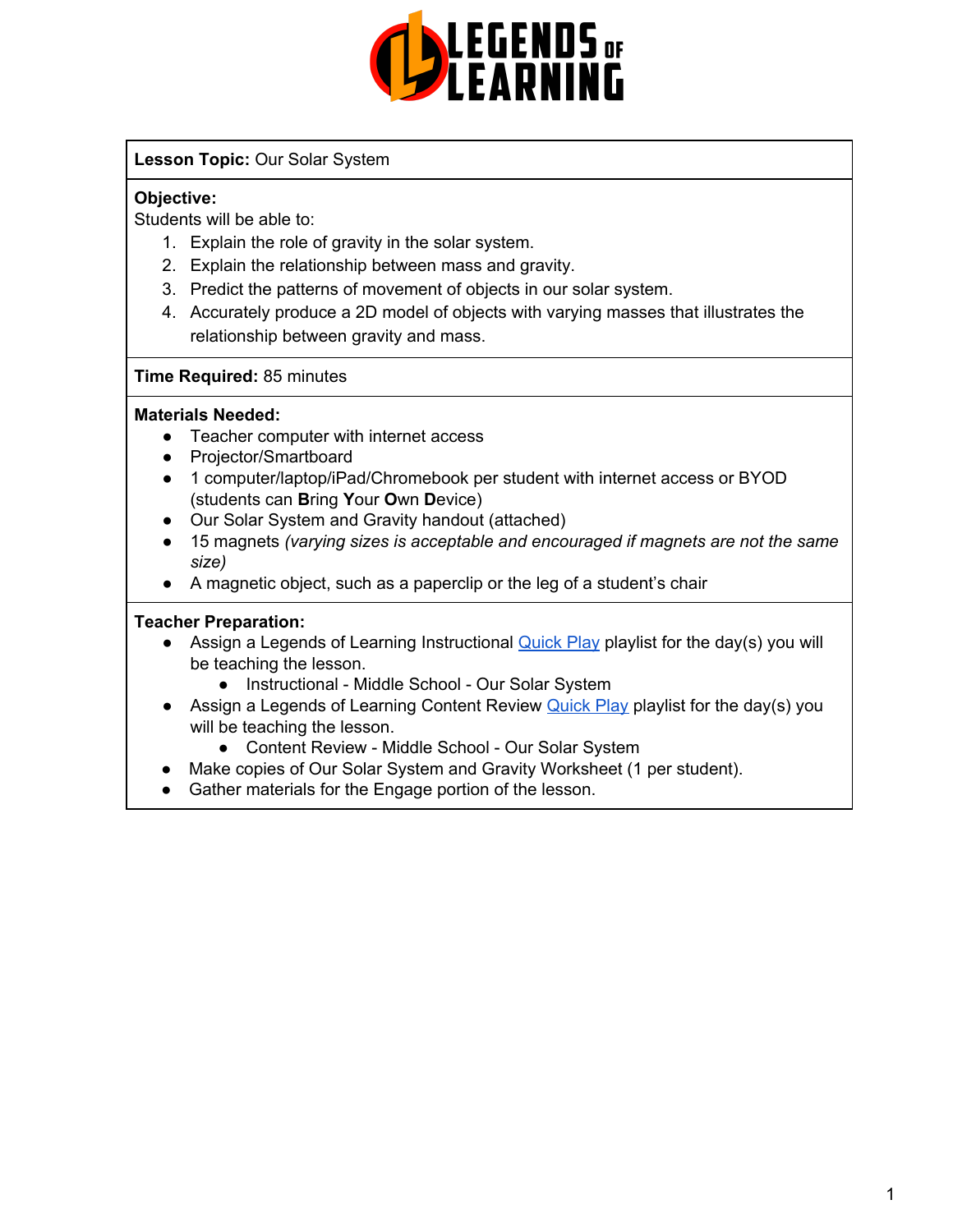**Lesson Topic:** Our Solar System

**Objective:**
Students will be able to:

1. Explain the role of gravity in the solar system.
2. Explain the relationship between mass and gravity.
3. Predict the patterns of movement of objects in our solar system.
4. Accurately produce a 2D model of objects with varying masses that illustrates the relationship between gravity and mass.

**Time Required:** 85 minutes

**Materials Needed:**

- Teacher computer with internet access
- Projector/Smartboard
- 1 computer/laptop/iPad/Chromebook per student with internet access or BYOD (students can **B**ring **Y**our **O**wn **D**evice)
- Our Solar System and Gravity handout (attached)
- 15 magnets *(varying sizes is acceptable and encouraged if magnets are not the same size)*
- A magnetic object, such as a paperclip or the leg of a student's chair

**Teacher Preparation:**

- Assign a Legends of Learning Instructional Quick Play playlist for the day(s) you will be teaching the lesson.
  - Instructional - Middle School - Our Solar System
- Assign a Legends of Learning Content Review Quick Play playlist for the day(s) you will be teaching the lesson.
  - Content Review - Middle School - Our Solar System
- Make copies of Our Solar System and Gravity Worksheet (1 per student).
- Gather materials for the Engage portion of the lesson.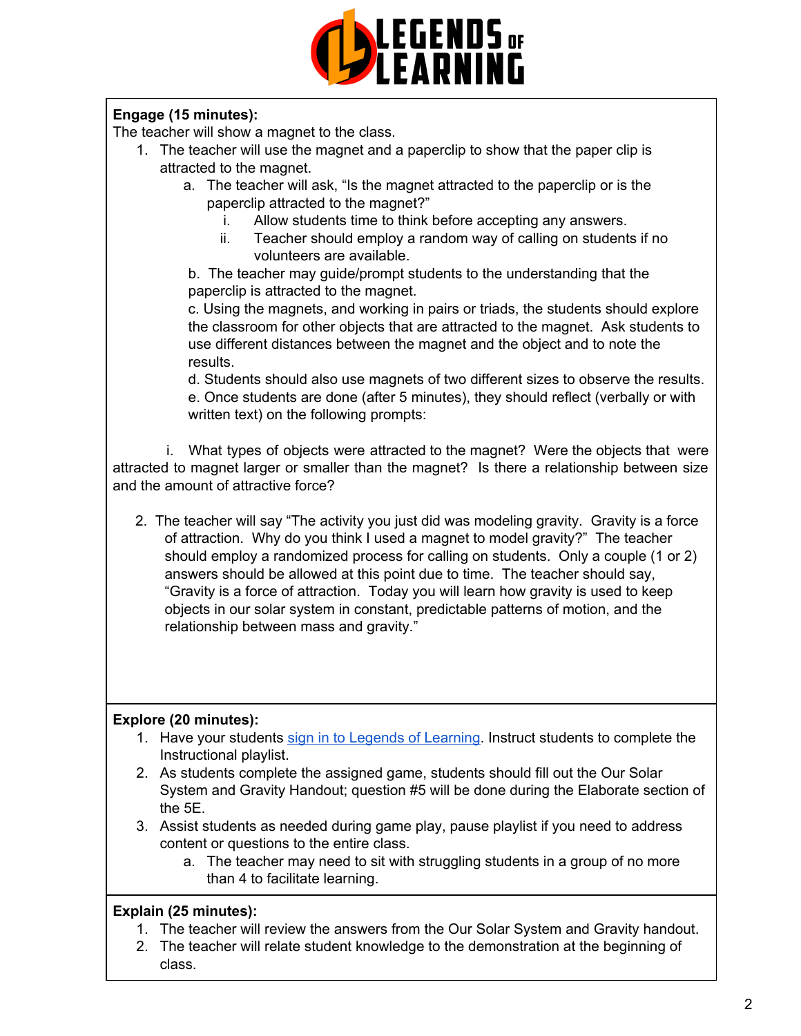**Engage (15 minutes):**

The teacher will show a magnet to the class.

1. The teacher will use the magnet and a paperclip to show that the paper clip is attracted to the magnet.
    a. The teacher will ask, "Is the magnet attracted to the paperclip or is the paperclip attracted to the magnet?"
        i. Allow students time to think before accepting any answers.
        ii. Teacher should employ a random way of calling on students if no volunteers are available.
    b. The teacher may guide/prompt students to the understanding that the paperclip is attracted to the magnet.
    c. Using the magnets, and working in pairs or triads, the students should explore the classroom for other objects that are attracted to the magnet. Ask students to use different distances between the magnet and the object and to note the results.
    d. Students should also use magnets of two different sizes to observe the results.
    e. Once students are done (after 5 minutes), they should reflect (verbally or with written text) on the following prompts:

    i. What types of objects were attracted to the magnet? Were the objects that were attracted to magnet larger or smaller than the magnet? Is there a relationship between size and the amount of attractive force?

2. The teacher will say "The activity you just did was modeling gravity. Gravity is a force of attraction. Why do you think I used a magnet to model gravity?" The teacher should employ a randomized process for calling on students. Only a couple (1 or 2) answers should be allowed at this point due to time. The teacher should say, "Gravity is a force of attraction. Today you will learn how gravity is used to keep objects in our solar system in constant, predictable patterns of motion, and the relationship between mass and gravity."

**Explore (20 minutes):**

1. Have your students [sign in to Legends of Learning](). Instruct students to complete the Instructional playlist.
2. As students complete the assigned game, students should fill out the Our Solar System and Gravity Handout; question #5 will be done during the Elaborate section of the 5E.
3. Assist students as needed during game play, pause playlist if you need to address content or questions to the entire class.
    a. The teacher may need to sit with struggling students in a group of no more than 4 to facilitate learning.

**Explain (25 minutes):**

1. The teacher will review the answers from the Our Solar System and Gravity handout.
2. The teacher will relate student knowledge to the demonstration at the beginning of class.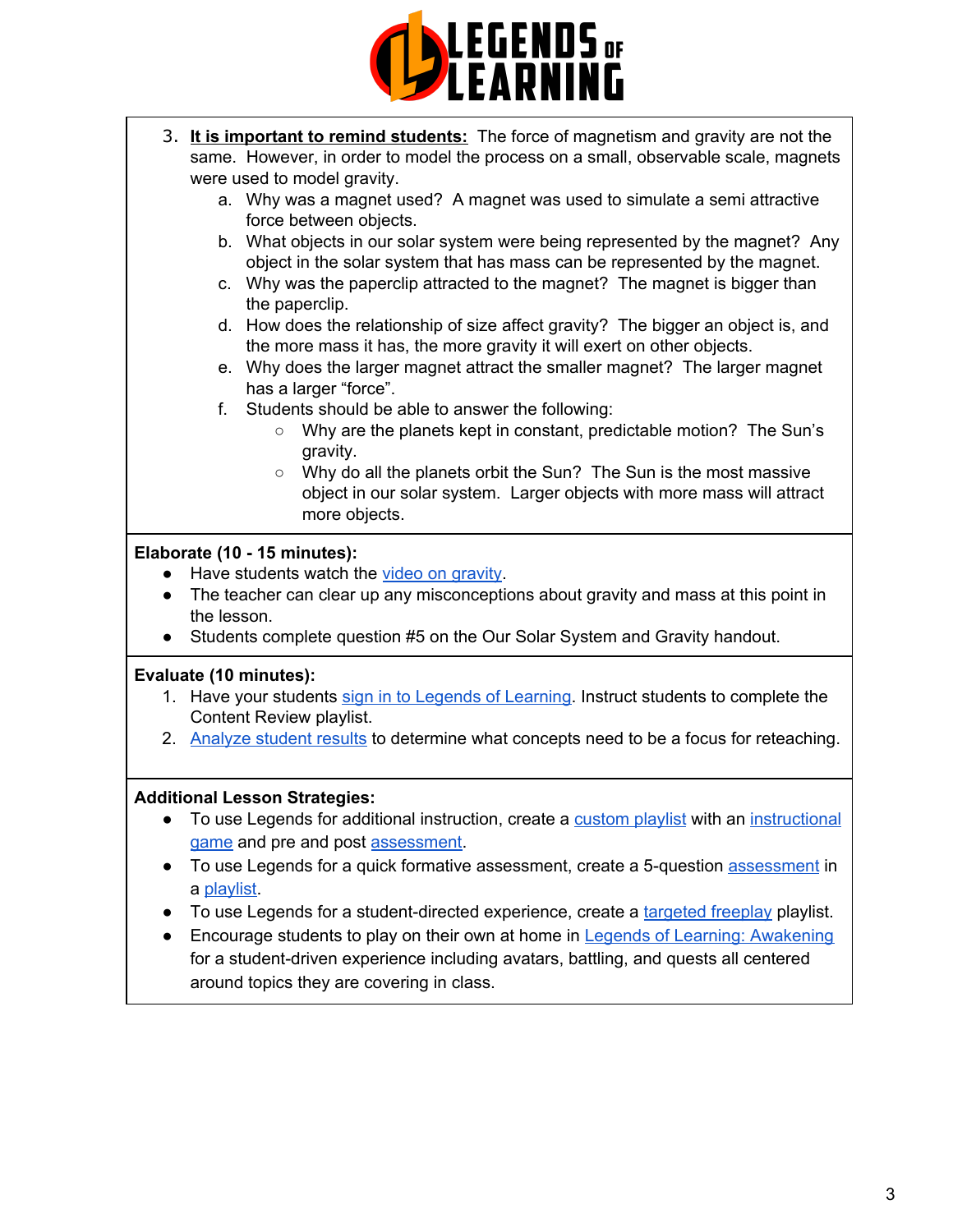3. **It is important to remind students:** The force of magnetism and gravity are not the same. However, in order to model the process on a small, observable scale, magnets were used to model gravity.
    a. Why was a magnet used? A magnet was used to simulate a semi attractive force between objects.
    b. What objects in our solar system were being represented by the magnet? Any object in the solar system that has mass can be represented by the magnet.
    c. Why was the paperclip attracted to the magnet? The magnet is bigger than the paperclip.
    d. How does the relationship of size affect gravity? The bigger an object is, and the more mass it has, the more gravity it will exert on other objects.
    e. Why does the larger magnet attract the smaller magnet? The larger magnet has a larger "force".
    f. Students should be able to answer the following:
        - Why are the planets kept in constant, predictable motion? The Sun's gravity.
        - Why do all the planets orbit the Sun? The Sun is the most massive object in our solar system. Larger objects with more mass will attract more objects.

**Elaborate (10 - 15 minutes):**

- Have students watch the video on gravity.
- The teacher can clear up any misconceptions about gravity and mass at this point in the lesson.
- Students complete question #5 on the Our Solar System and Gravity handout.

**Evaluate (10 minutes):**

1. Have your students sign in to Legends of Learning. Instruct students to complete the Content Review playlist.
2. Analyze student results to determine what concepts need to be a focus for reteaching.

**Additional Lesson Strategies:**

- To use Legends for additional instruction, create a custom playlist with an instructional game and pre and post assessment.
- To use Legends for a quick formative assessment, create a 5-question assessment in a playlist.
- To use Legends for a student-directed experience, create a targeted freeplay playlist.
- Encourage students to play on their own at home in Legends of Learning: Awakening for a student-driven experience including avatars, battling, and quests all centered around topics they are covering in class.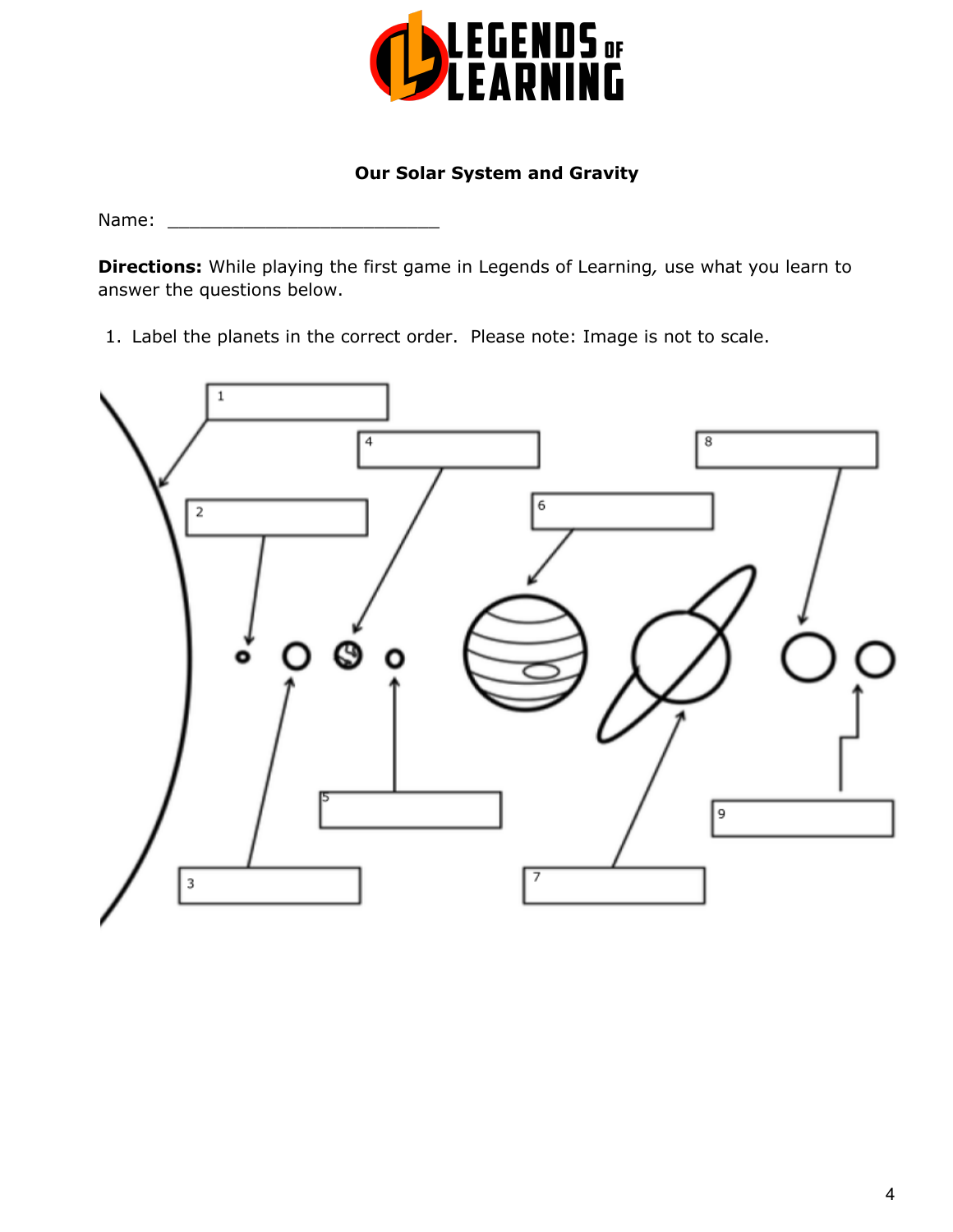**Our Solar System and Gravity**

Name: ___________________________

**Directions:** While playing the first game in Legends of Learning, use what you learn to answer the questions below.

1. Label the planets in the correct order. Please note: Image is not to scale.

1 ______________________

2 ______________________

3 ______________________

4 ______________________

5 ______________________

6 ______________________

7 ______________________

8 ______________________

9 ______________________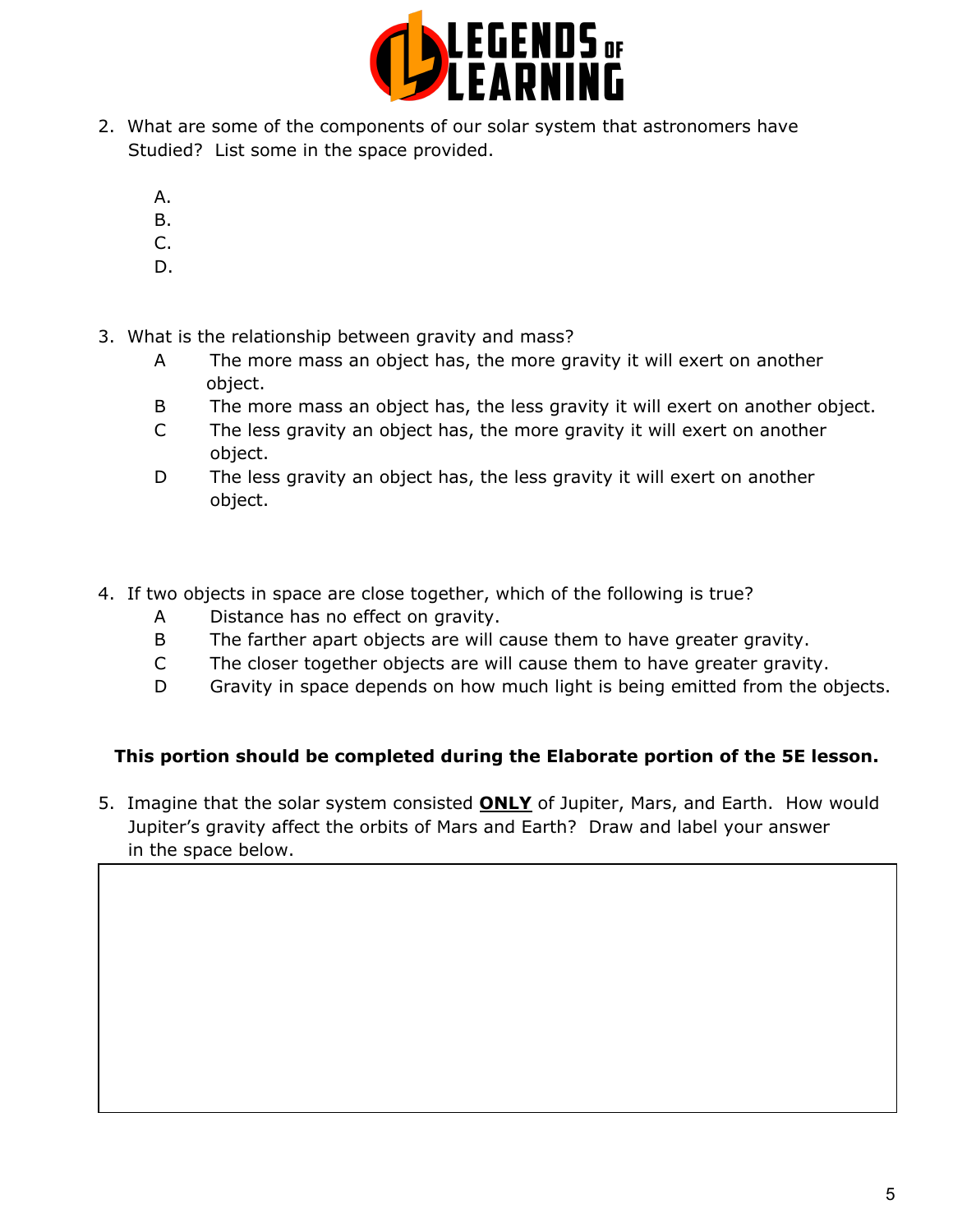2. What are some of the components of our solar system that astronomers have Studied? List some in the space provided.

   A.
   B.
   C.
   D.

3. What is the relationship between gravity and mass?
   - A The more mass an object has, the more gravity it will exert on another object.
   - B The more mass an object has, the less gravity it will exert on another object.
   - C The less gravity an object has, the more gravity it will exert on another object.
   - D The less gravity an object has, the less gravity it will exert on another object.

4. If two objects in space are close together, which of the following is true?
   - A Distance has no effect on gravity.
   - B The farther apart objects are will cause them to have greater gravity.
   - C The closer together objects are will cause them to have greater gravity.
   - D Gravity in space depends on how much light is being emitted from the objects.

**This portion should be completed during the Elaborate portion of the 5E lesson.**

5. Imagine that the solar system consisted **ONLY** of Jupiter, Mars, and Earth. How would Jupiter's gravity affect the orbits of Mars and Earth? Draw and label your answer in the space below.